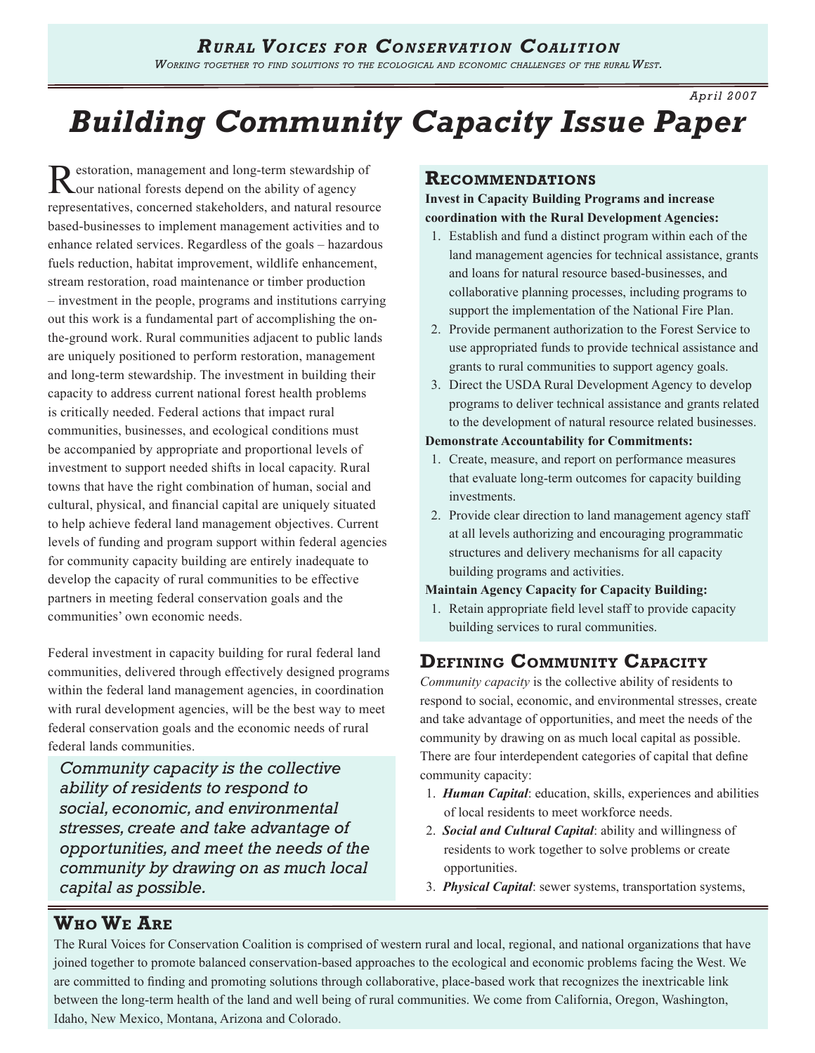## *Rural Voices for Conservation Coalition*

*Working together to find solutions to the ecological and economic challenges of the rural West.*

*April 2007*

# *Building Community Capacity Issue Paper*

Restoration, management and long-term stewardship of our national forests depend on the ability of agency representatives, concerned stakeholders, and natural resource based-businesses to implement management activities and to enhance related services. Regardless of the goals – hazardous fuels reduction, habitat improvement, wildlife enhancement, stream restoration, road maintenance or timber production – investment in the people, programs and institutions carrying out this work is a fundamental part of accomplishing the on-the-ground work. Rural communities adjacent to public lands are uniquely positioned to perform restoration, management and long-term stewardship. The investment in building their capacity to address current national forest health problems is critically needed. Federal actions that impact rural communities, businesses, and ecological conditions must be accompanied by appropriate and proportional levels of investment to support needed shifts in local capacity. Rural towns that have the right combination of human, social and cultural, physical, and financial capital are uniquely situated to help achieve federal land management objectives. Current levels of funding and program support within federal agencies for community capacity building are entirely inadequate to develop the capacity of rural communities to be effective partners in meeting federal conservation goals and the communities' own economic needs.

Federal investment in capacity building for rural federal land communities, delivered through effectively designed programs within the federal land management agencies, in coordination with rural development agencies, will be the best way to meet federal conservation goals and the economic needs of rural federal lands communities.

> *Community capacity is the collective ability of residents to respond to social, economic, and environmental stresses, create and take advantage of opportunities, and meet the needs of the community by drawing on as much local capital as possible.*

## Recommendations

**Invest in Capacity Building Programs and increase coordination with the Rural Development Agencies:**

1. Establish and fund a distinct program within each of the land management agencies for technical assistance, grants and loans for natural resource based-businesses, and collaborative planning processes, including programs to support the implementation of the National Fire Plan.
2. Provide permanent authorization to the Forest Service to use appropriated funds to provide technical assistance and grants to rural communities to support agency goals.
3. Direct the USDA Rural Development Agency to develop programs to deliver technical assistance and grants related to the development of natural resource related businesses.

**Demonstrate Accountability for Commitments:**

1. Create, measure, and report on performance measures that evaluate long-term outcomes for capacity building investments.
2. Provide clear direction to land management agency staff at all levels authorizing and encouraging programmatic structures and delivery mechanisms for all capacity building programs and activities.

**Maintain Agency Capacity for Capacity Building:**

1. Retain appropriate field level staff to provide capacity building services to rural communities.

## Defining Community Capacity

*Community capacity* is the collective ability of residents to respond to social, economic, and environmental stresses, create and take advantage of opportunities, and meet the needs of the community by drawing on as much local capital as possible. There are four interdependent categories of capital that define community capacity:

1. ***Human Capital***: education, skills, experiences and abilities of local residents to meet workforce needs.
2. ***Social and Cultural Capital***: ability and willingness of residents to work together to solve problems or create opportunities.
3. ***Physical Capital***: sewer systems, transportation systems,

## Who We Are

The Rural Voices for Conservation Coalition is comprised of western rural and local, regional, and national organizations that have joined together to promote balanced conservation-based approaches to the ecological and economic problems facing the West. We are committed to finding and promoting solutions through collaborative, place-based work that recognizes the inextricable link between the long-term health of the land and well being of rural communities. We come from California, Oregon, Washington, Idaho, New Mexico, Montana, Arizona and Colorado.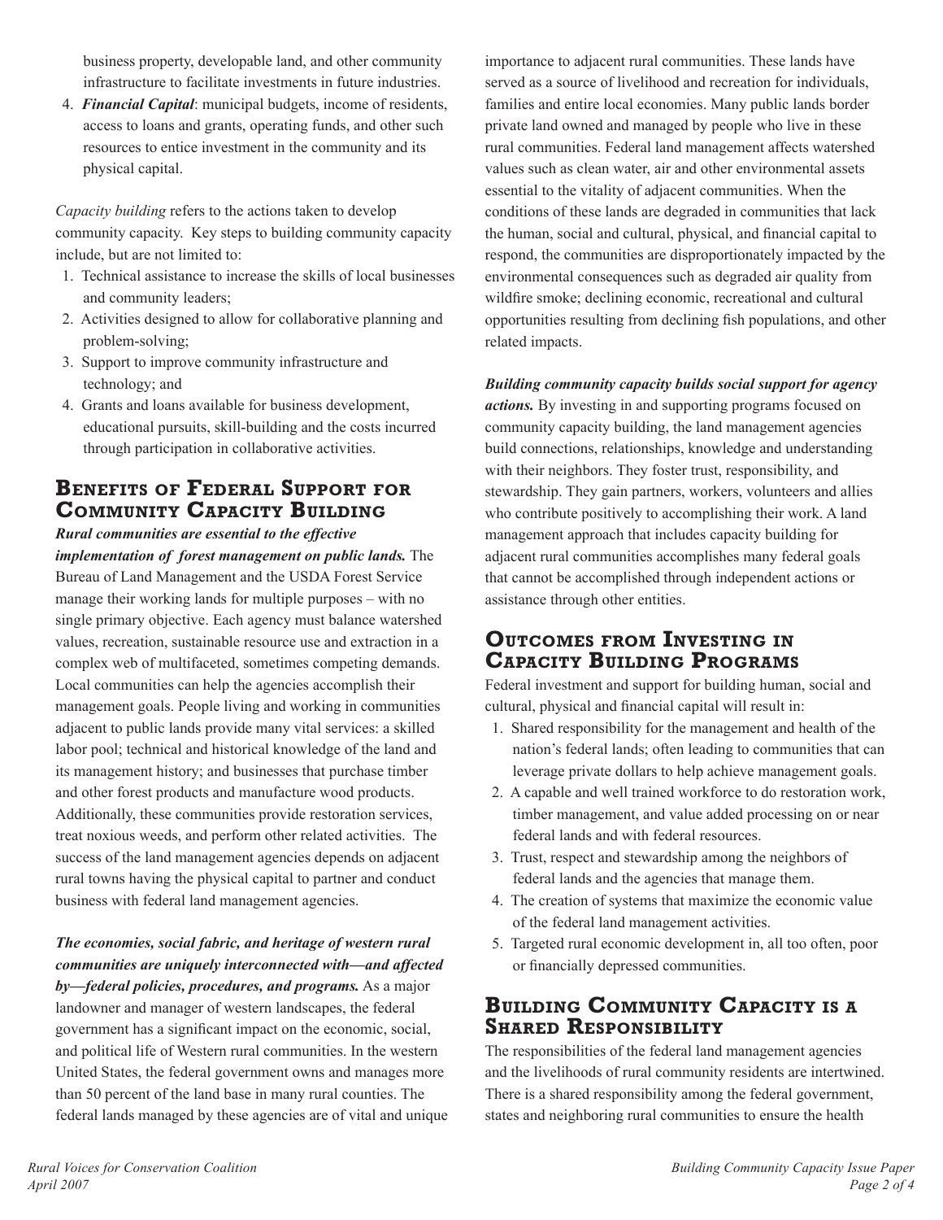business property, developable land, and other community infrastructure to facilitate investments in future industries.

4. ***Financial Capital***: municipal budgets, income of residents, access to loans and grants, operating funds, and other such resources to entice investment in the community and its physical capital.

*Capacity building* refers to the actions taken to develop community capacity. Key steps to building community capacity include, but are not limited to:

1. Technical assistance to increase the skills of local businesses and community leaders;
2. Activities designed to allow for collaborative planning and problem-solving;
3. Support to improve community infrastructure and technology; and
4. Grants and loans available for business development, educational pursuits, skill-building and the costs incurred through participation in collaborative activities.

## Benefits of Federal Support for Community Capacity Building

***Rural communities are essential to the effective implementation of forest management on public lands.*** The Bureau of Land Management and the USDA Forest Service manage their working lands for multiple purposes – with no single primary objective. Each agency must balance watershed values, recreation, sustainable resource use and extraction in a complex web of multifaceted, sometimes competing demands. Local communities can help the agencies accomplish their management goals. People living and working in communities adjacent to public lands provide many vital services: a skilled labor pool; technical and historical knowledge of the land and its management history; and businesses that purchase timber and other forest products and manufacture wood products. Additionally, these communities provide restoration services, treat noxious weeds, and perform other related activities. The success of the land management agencies depends on adjacent rural towns having the physical capital to partner and conduct business with federal land management agencies.

***The economies, social fabric, and heritage of western rural communities are uniquely interconnected with—and affected by—federal policies, procedures, and programs.*** As a major landowner and manager of western landscapes, the federal government has a significant impact on the economic, social, and political life of Western rural communities. In the western United States, the federal government owns and manages more than 50 percent of the land base in many rural counties. The federal lands managed by these agencies are of vital and unique importance to adjacent rural communities. These lands have served as a source of livelihood and recreation for individuals, families and entire local economies. Many public lands border private land owned and managed by people who live in these rural communities. Federal land management affects watershed values such as clean water, air and other environmental assets essential to the vitality of adjacent communities. When the conditions of these lands are degraded in communities that lack the human, social and cultural, physical, and financial capital to respond, the communities are disproportionately impacted by the environmental consequences such as degraded air quality from wildfire smoke; declining economic, recreational and cultural opportunities resulting from declining fish populations, and other related impacts.

***Building community capacity builds social support for agency actions.*** By investing in and supporting programs focused on community capacity building, the land management agencies build connections, relationships, knowledge and understanding with their neighbors. They foster trust, responsibility, and stewardship. They gain partners, workers, volunteers and allies who contribute positively to accomplishing their work. A land management approach that includes capacity building for adjacent rural communities accomplishes many federal goals that cannot be accomplished through independent actions or assistance through other entities.

## Outcomes from Investing in Capacity Building Programs

Federal investment and support for building human, social and cultural, physical and financial capital will result in:

1. Shared responsibility for the management and health of the nation's federal lands; often leading to communities that can leverage private dollars to help achieve management goals.
2. A capable and well trained workforce to do restoration work, timber management, and value added processing on or near federal lands and with federal resources.
3. Trust, respect and stewardship among the neighbors of federal lands and the agencies that manage them.
4. The creation of systems that maximize the economic value of the federal land management activities.
5. Targeted rural economic development in, all too often, poor or financially depressed communities.

## Building Community Capacity is a Shared Responsibility

The responsibilities of the federal land management agencies and the livelihoods of rural community residents are intertwined. There is a shared responsibility among the federal government, states and neighboring rural communities to ensure the health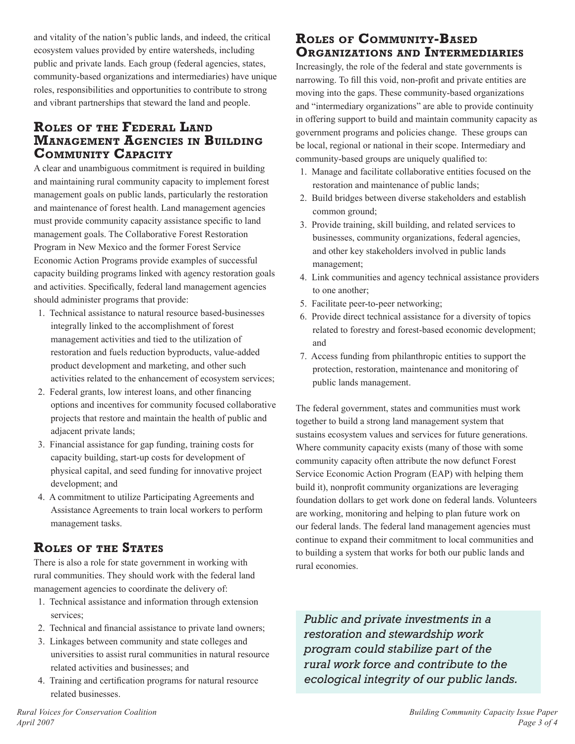and vitality of the nation's public lands, and indeed, the critical ecosystem values provided by entire watersheds, including public and private lands. Each group (federal agencies, states, community-based organizations and intermediaries) have unique roles, responsibilities and opportunities to contribute to strong and vibrant partnerships that steward the land and people.

## Roles of the Federal Land Management Agencies in Building Community Capacity

A clear and unambiguous commitment is required in building and maintaining rural community capacity to implement forest management goals on public lands, particularly the restoration and maintenance of forest health. Land management agencies must provide community capacity assistance specific to land management goals. The Collaborative Forest Restoration Program in New Mexico and the former Forest Service Economic Action Programs provide examples of successful capacity building programs linked with agency restoration goals and activities. Specifically, federal land management agencies should administer programs that provide:

1. Technical assistance to natural resource based-businesses integrally linked to the accomplishment of forest management activities and tied to the utilization of restoration and fuels reduction byproducts, value-added product development and marketing, and other such activities related to the enhancement of ecosystem services;
2. Federal grants, low interest loans, and other financing options and incentives for community focused collaborative projects that restore and maintain the health of public and adjacent private lands;
3. Financial assistance for gap funding, training costs for capacity building, start-up costs for development of physical capital, and seed funding for innovative project development; and
4. A commitment to utilize Participating Agreements and Assistance Agreements to train local workers to perform management tasks.

## Roles of the States

There is also a role for state government in working with rural communities. They should work with the federal land management agencies to coordinate the delivery of:

1. Technical assistance and information through extension services;
2. Technical and financial assistance to private land owners;
3. Linkages between community and state colleges and universities to assist rural communities in natural resource related activities and businesses; and
4. Training and certification programs for natural resource related businesses.

## Roles of Community-Based Organizations and Intermediaries

Increasingly, the role of the federal and state governments is narrowing. To fill this void, non-profit and private entities are moving into the gaps. These community-based organizations and "intermediary organizations" are able to provide continuity in offering support to build and maintain community capacity as government programs and policies change. These groups can be local, regional or national in their scope. Intermediary and community-based groups are uniquely qualified to:

1. Manage and facilitate collaborative entities focused on the restoration and maintenance of public lands;
2. Build bridges between diverse stakeholders and establish common ground;
3. Provide training, skill building, and related services to businesses, community organizations, federal agencies, and other key stakeholders involved in public lands management;
4. Link communities and agency technical assistance providers to one another;
5. Facilitate peer-to-peer networking;
6. Provide direct technical assistance for a diversity of topics related to forestry and forest-based economic development; and
7. Access funding from philanthropic entities to support the protection, restoration, maintenance and monitoring of public lands management.

The federal government, states and communities must work together to build a strong land management system that sustains ecosystem values and services for future generations. Where community capacity exists (many of those with some community capacity often attribute the now defunct Forest Service Economic Action Program (EAP) with helping them build it), nonprofit community organizations are leveraging foundation dollars to get work done on federal lands. Volunteers are working, monitoring and helping to plan future work on our federal lands. The federal land management agencies must continue to expand their commitment to local communities and to building a system that works for both our public lands and rural economies.

*Public and private investments in a restoration and stewardship work program could stabilize part of the rural work force and contribute to the ecological integrity of our public lands.*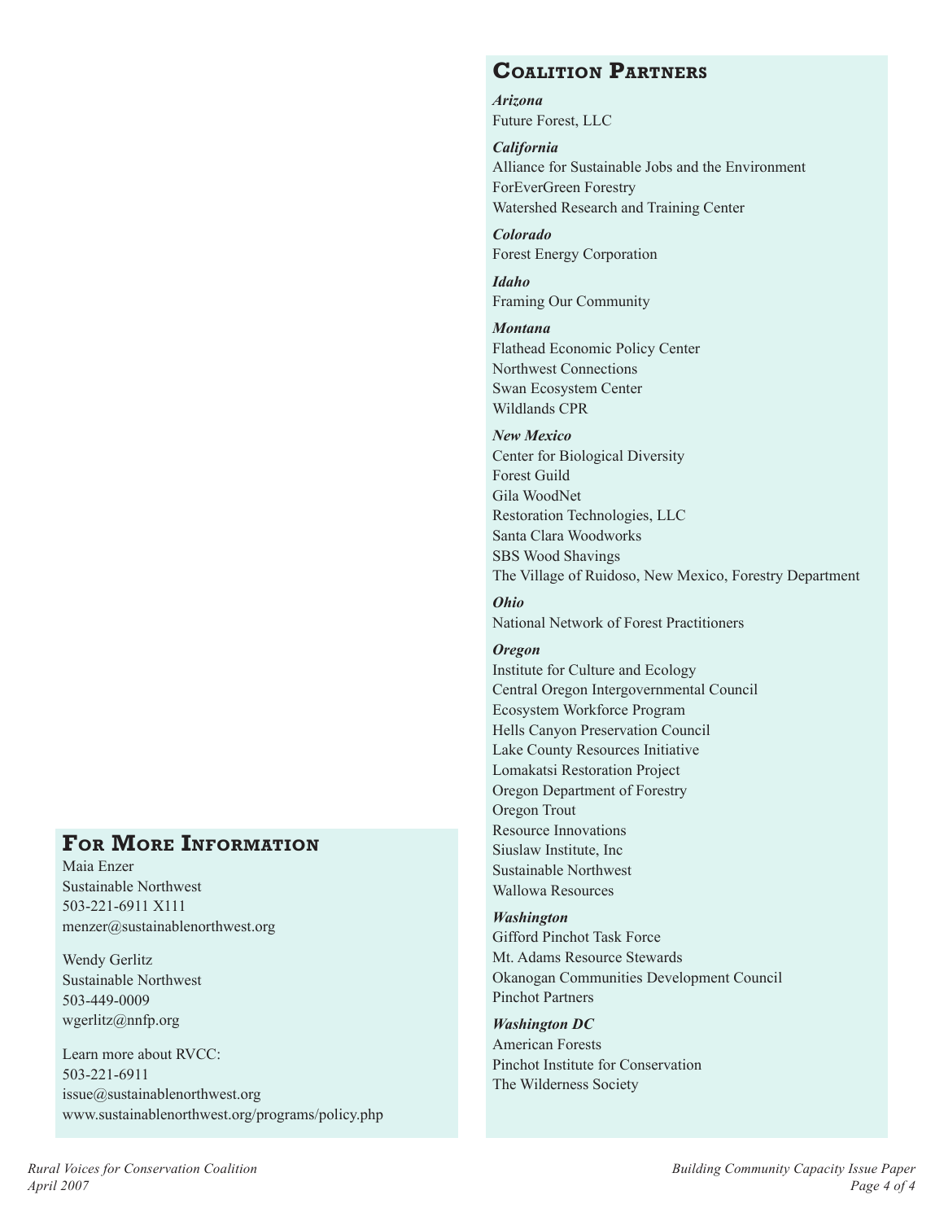## Coalition Partners

***Arizona***
Future Forest, LLC

***California***
Alliance for Sustainable Jobs and the Environment
ForEverGreen Forestry
Watershed Research and Training Center

***Colorado***
Forest Energy Corporation

***Idaho***
Framing Our Community

***Montana***
Flathead Economic Policy Center
Northwest Connections
Swan Ecosystem Center
Wildlands CPR

***New Mexico***
Center for Biological Diversity
Forest Guild
Gila WoodNet
Restoration Technologies, LLC
Santa Clara Woodworks
SBS Wood Shavings
The Village of Ruidoso, New Mexico, Forestry Department

***Ohio***
National Network of Forest Practitioners

***Oregon***
Institute for Culture and Ecology
Central Oregon Intergovernmental Council
Ecosystem Workforce Program
Hells Canyon Preservation Council
Lake County Resources Initiative
Lomakatsi Restoration Project
Oregon Department of Forestry
Oregon Trout
Resource Innovations
Siuslaw Institute, Inc
Sustainable Northwest
Wallowa Resources

***Washington***
Gifford Pinchot Task Force
Mt. Adams Resource Stewards
Okanogan Communities Development Council
Pinchot Partners

***Washington DC***
American Forests
Pinchot Institute for Conservation
The Wilderness Society

## For More Information

Maia Enzer
Sustainable Northwest
503-221-6911 X111
menzer@sustainablenorthwest.org

Wendy Gerlitz
Sustainable Northwest
503-449-0009
wgerlitz@nnfp.org

Learn more about RVCC:
503-221-6911
issue@sustainablenorthwest.org
www.sustainablenorthwest.org/programs/policy.php